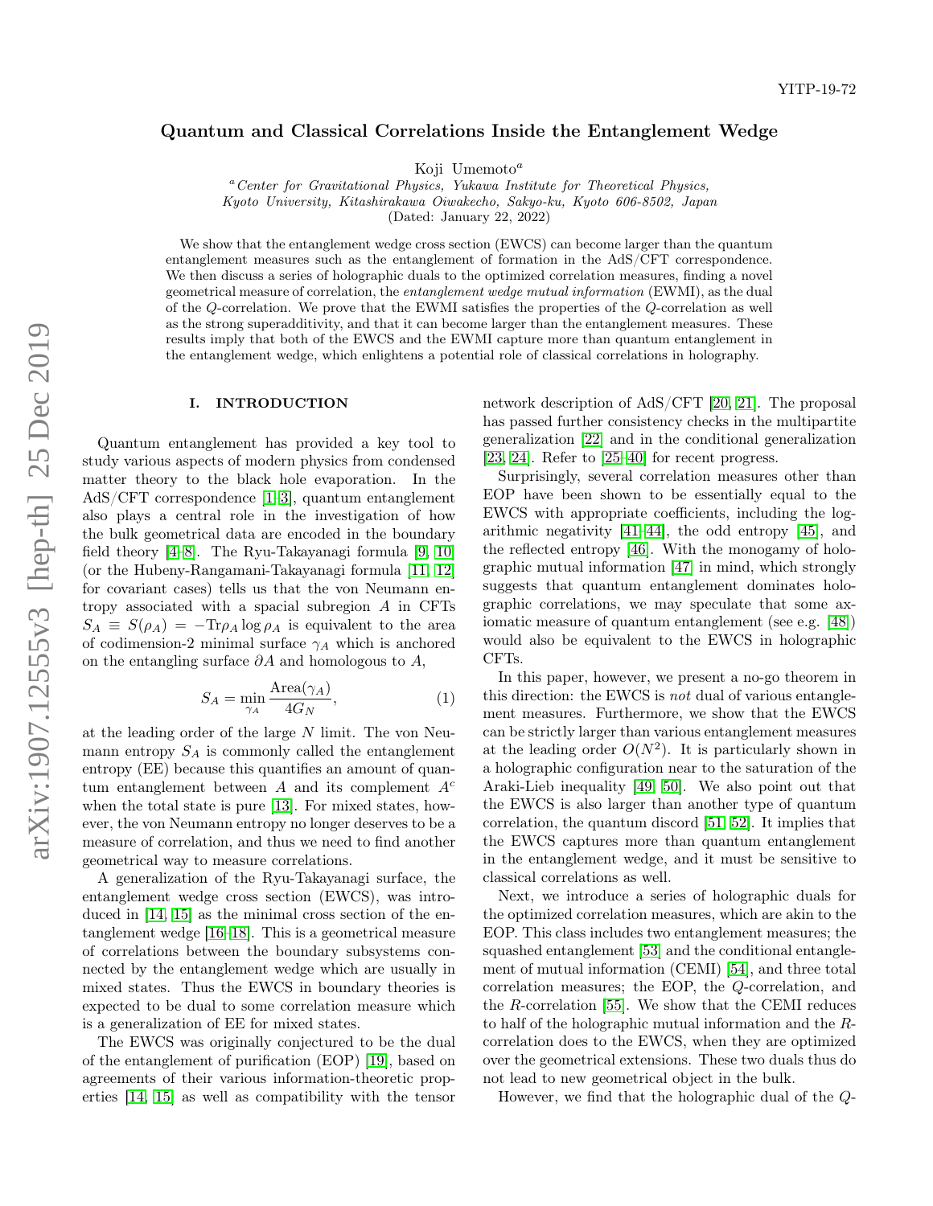YITP-19-72

# Quantum and Classical Correlations Inside the Entanglement Wedge

Koji Umemoto[a]

[a] *Center for Gravitational Physics, Yukawa Institute for Theoretical Physics, Kyoto University, Kitashirakawa Oiwakecho, Sakyo-ku, Kyoto 606-8502, Japan*

(Dated: January 22, 2022)

We show that the entanglement wedge cross section (EWCS) can become larger than the quantum entanglement measures such as the entanglement of formation in the AdS/CFT correspondence. We then discuss a series of holographic duals to the optimized correlation measures, finding a novel geometrical measure of correlation, the *entanglement wedge mutual information* (EWMI), as the dual of the $Q$-correlation. We prove that the EWMI satisfies the properties of the $Q$-correlation as well as the strong superadditivity, and that it can become larger than the entanglement measures. These results imply that both of the EWCS and the EWMI capture more than quantum entanglement in the entanglement wedge, which enlightens a potential role of classical correlations in holography.

## I. INTRODUCTION

Quantum entanglement has provided a key tool to study various aspects of modern physics from condensed matter theory to the black hole evaporation. In the AdS/CFT correspondence [1–3], quantum entanglement also plays a central role in the investigation of how the bulk geometrical data are encoded in the boundary field theory [4–8]. The Ryu-Takayanagi formula [9, 10] (or the Hubeny-Rangamani-Takayanagi formula [11, 12] for covariant cases) tells us that the von Neumann entropy associated with a spacial subregion $A$ in CFTs $S_A \equiv S(\rho_A) = -\mathrm{Tr}\rho_A \log \rho_A$ is equivalent to the area of codimension-2 minimal surface $\gamma_A$ which is anchored on the entangling surface $\partial A$ and homologous to $A$,

$$S_A = \min_{\gamma_A} \frac{\mathrm{Area}(\gamma_A)}{4G_N}, \tag{1}$$

at the leading order of the large $N$ limit. The von Neumann entropy $S_A$ is commonly called the entanglement entropy (EE) because this quantifies an amount of quantum entanglement between $A$ and its complement $A^c$ when the total state is pure [13]. For mixed states, however, the von Neumann entropy no longer deserves to be a measure of correlation, and thus we need to find another geometrical way to measure correlations.

A generalization of the Ryu-Takayanagi surface, the entanglement wedge cross section (EWCS), was introduced in [14, 15] as the minimal cross section of the entanglement wedge [16–18]. This is a geometrical measure of correlations between the boundary subsystems connected by the entanglement wedge which are usually in mixed states. Thus the EWCS in boundary theories is expected to be dual to some correlation measure which is a generalization of EE for mixed states.

The EWCS was originally conjectured to be the dual of the entanglement of purification (EOP) [19], based on agreements of their various information-theoretic properties [14, 15] as well as compatibility with the tensor network description of AdS/CFT [20, 21]. The proposal has passed further consistency checks in the multipartite generalization [22] and in the conditional generalization [23, 24]. Refer to [25–40] for recent progress.

Surprisingly, several correlation measures other than EOP have been shown to be essentially equal to the EWCS with appropriate coefficients, including the logarithmic negativity [41–44], the odd entropy [45], and the reflected entropy [46]. With the monogamy of holographic mutual information [47] in mind, which strongly suggests that quantum entanglement dominates holographic correlations, we may speculate that some axiomatic measure of quantum entanglement (see e.g. [48]) would also be equivalent to the EWCS in holographic CFTs.

In this paper, however, we present a no-go theorem in this direction: the EWCS is *not* dual of various entanglement measures. Furthermore, we show that the EWCS can be strictly larger than various entanglement measures at the leading order $O(N^2)$. It is particularly shown in a holographic configuration near to the saturation of the Araki-Lieb inequality [49, 50]. We also point out that the EWCS is also larger than another type of quantum correlation, the quantum discord [51, 52]. It implies that the EWCS captures more than quantum entanglement in the entanglement wedge, and it must be sensitive to classical correlations as well.

Next, we introduce a series of holographic duals for the optimized correlation measures, which are akin to the EOP. This class includes two entanglement measures; the squashed entanglement [53] and the conditional entanglement of mutual information (CEMI) [54], and three total correlation measures; the EOP, the $Q$-correlation, and the $R$-correlation [55]. We show that the CEMI reduces to half of the holographic mutual information and the $R$-correlation does to the EWCS, when they are optimized over the geometrical extensions. These two duals thus do not lead to new geometrical object in the bulk.

However, we find that the holographic dual of the $Q$-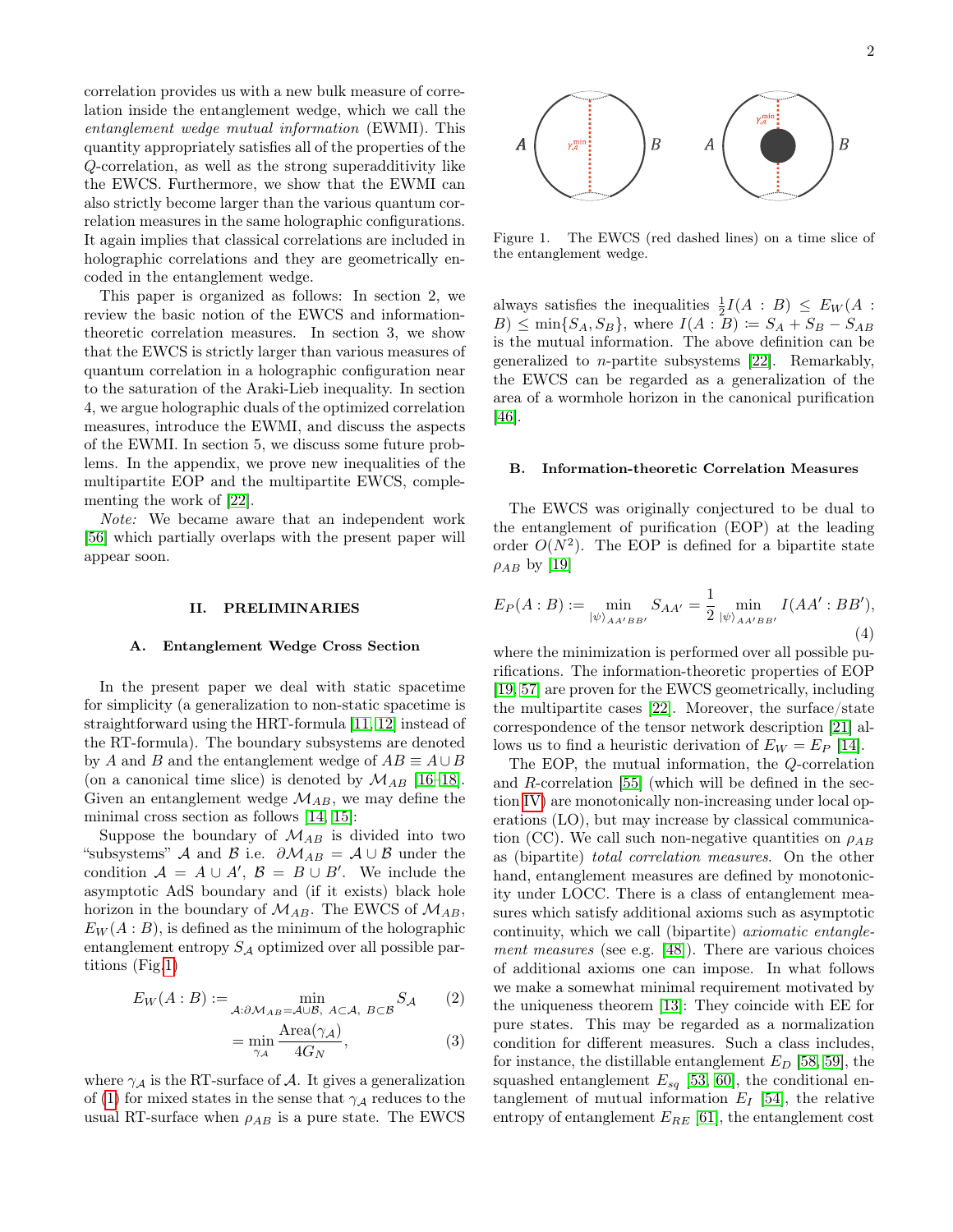correlation provides us with a new bulk measure of correlation inside the entanglement wedge, which we call the *entanglement wedge mutual information* (EWMI). This quantity appropriately satisfies all of the properties of the $Q$-correlation, as well as the strong superadditivity like the EWCS. Furthermore, we show that the EWMI can also strictly become larger than the various quantum correlation measures in the same holographic configurations. It again implies that classical correlations are included in holographic correlations and they are geometrically encoded in the entanglement wedge.

This paper is organized as follows: In section 2, we review the basic notion of the EWCS and information-theoretic correlation measures. In section 3, we show that the EWCS is strictly larger than various measures of quantum correlation in a holographic configuration near to the saturation of the Araki-Lieb inequality. In section 4, we argue holographic duals of the optimized correlation measures, introduce the EWMI, and discuss the aspects of the EWMI. In section 5, we discuss some future problems. In the appendix, we prove new inequalities of the multipartite EOP and the multipartite EWCS, complementing the work of [22].

*Note:* We became aware that an independent work [56] which partially overlaps with the present paper will appear soon.

## II. PRELIMINARIES

### A. Entanglement Wedge Cross Section

In the present paper we deal with static spacetime for simplicity (a generalization to non-static spacetime is straightforward using the HRT-formula [11, 12] instead of the RT-formula). The boundary subsystems are denoted by $A$ and $B$ and the entanglement wedge of $AB \equiv A \cup B$ (on a canonical time slice) is denoted by $\mathcal{M}_{AB}$ [16–18]. Given an entanglement wedge $\mathcal{M}_{AB}$, we may define the minimal cross section as follows [14, 15]:

Suppose the boundary of $\mathcal{M}_{AB}$ is divided into two "subsystems" $\mathcal{A}$ and $\mathcal{B}$ i.e. $\partial\mathcal{M}_{AB} = \mathcal{A} \cup \mathcal{B}$ under the condition $\mathcal{A} = A \cup A'$, $\mathcal{B} = B \cup B'$. We include the asymptotic AdS boundary and (if it exists) black hole horizon in the boundary of $\mathcal{M}_{AB}$. The EWCS of $\mathcal{M}_{AB}$, $E_W(A:B)$, is defined as the minimum of the holographic entanglement entropy $S_{\mathcal{A}}$ optimized over all possible partitions (Fig.1)

$$E_W(A:B) := \min_{\mathcal{A}:\partial\mathcal{M}_{AB}=\mathcal{A}\cup\mathcal{B},\ A\subset\mathcal{A},\ B\subset\mathcal{B}} S_{\mathcal{A}} \tag{2}$$

$$= \min_{\gamma_{\mathcal{A}}} \frac{\text{Area}(\gamma_{\mathcal{A}})}{4G_N}, \tag{3}$$

where $\gamma_{\mathcal{A}}$ is the RT-surface of $\mathcal{A}$. It gives a generalization of (1) for mixed states in the sense that $\gamma_{\mathcal{A}}$ reduces to the usual RT-surface when $\rho_{AB}$ is a pure state. The EWCS always satisfies the inequalities $\frac{1}{2}I(A:B) \leq E_W(A:B) \leq \min\{S_A, S_B\}$, where $I(A:B) := S_A + S_B - S_{AB}$ is the mutual information. The above definition can be generalized to $n$-partite subsystems [22]. Remarkably, the EWCS can be regarded as a generalization of the area of a wormhole horizon in the canonical purification [46].

Figure 1. The EWCS (red dashed lines) on a time slice of the entanglement wedge.

### B. Information-theoretic Correlation Measures

The EWCS was originally conjectured to be dual to the entanglement of purification (EOP) at the leading order $O(N^2)$. The EOP is defined for a bipartite state $\rho_{AB}$ by [19]

$$E_P(A:B) := \min_{|\psi\rangle_{AA'BB'}} S_{AA'} = \frac{1}{2} \min_{|\psi\rangle_{AA'BB'}} I(AA':BB'), \tag{4}$$

where the minimization is performed over all possible purifications. The information-theoretic properties of EOP [19, 57] are proven for the EWCS geometrically, including the multipartite cases [22]. Moreover, the surface/state correspondence of the tensor network description [21] allows us to find a heuristic derivation of $E_W = E_P$ [14].

The EOP, the mutual information, the $Q$-correlation and $R$-correlation [55] (which will be defined in the section IV) are monotonically non-increasing under local operations (LO), but may increase by classical communication (CC). We call such non-negative quantities on $\rho_{AB}$ as (bipartite) *total correlation measures*. On the other hand, entanglement measures are defined by monotonicity under LOCC. There is a class of entanglement measures which satisfy additional axioms such as asymptotic continuity, which we call (bipartite) *axiomatic entanglement measures* (see e.g. [48]). There are various choices of additional axioms one can impose. In what follows we make a somewhat minimal requirement motivated by the uniqueness theorem [13]: They coincide with EE for pure states. This may be regarded as a normalization condition for different measures. Such a class includes, for instance, the distillable entanglement $E_D$ [58, 59], the squashed entanglement $E_{sq}$ [53, 60], the conditional entanglement of mutual information $E_I$ [54], the relative entropy of entanglement $E_{RE}$ [61], the entanglement cost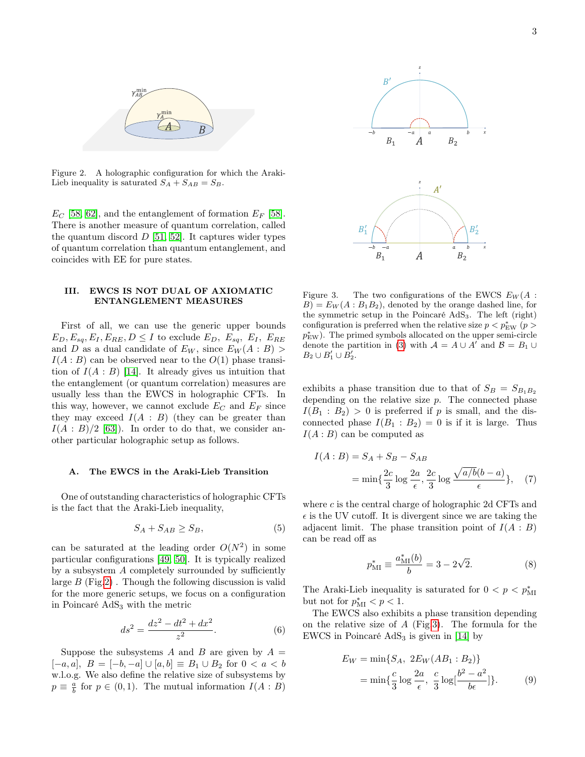Figure 2. A holographic configuration for which the Araki-Lieb inequality is saturated $S_A + S_{AB} = S_B$.

$E_C$ [58, 62], and the entanglement of formation $E_F$ [58]. There is another measure of quantum correlation, called the quantum discord $D$ [51, 52]. It captures wider types of quantum correlation than quantum entanglement, and coincides with EE for pure states.

## III. EWCS IS NOT DUAL OF AXIOMATIC ENTANGLEMENT MEASURES

First of all, we can use the generic upper bounds $E_D, E_{sq}, E_I, E_{RE}, D \leq I$ to exclude $E_D$, $E_{sq}$, $E_I$, $E_{RE}$ and $D$ as a dual candidate of $E_W$, since $E_W(A:B) > I(A:B)$ can be observed near to the $O(1)$ phase transition of $I(A:B)$ [14]. It already gives us intuition that the entanglement (or quantum correlation) measures are usually less than the EWCS in holographic CFTs. In this way, however, we cannot exclude $E_C$ and $E_F$ since they may exceed $I(A:B)$ (they can be greater than $I(A:B)/2$ [63]). In order to do that, we consider another particular holographic setup as follows.

### A. The EWCS in the Araki-Lieb Transition

One of outstanding characteristics of holographic CFTs is the fact that the Araki-Lieb inequality,

$$S_A + S_{AB} \geq S_B, \tag{5}$$

can be saturated at the leading order $O(N^2)$ in some particular configurations [49, 50]. It is typically realized by a subsystem $A$ completely surrounded by sufficiently large $B$ (Fig.2) . Though the following discussion is valid for the more generic setups, we focus on a configuration in Poincaré AdS$_3$ with the metric

$$ds^2 = \frac{dz^2 - dt^2 + dx^2}{z^2}. \tag{6}$$

Suppose the subsystems $A$ and $B$ are given by $A = [-a, a]$, $B = [-b, -a] \cup [a, b] \equiv B_1 \cup B_2$ for $0 < a < b$ w.l.o.g. We also define the relative size of subsystems by $p \equiv \frac{a}{b}$ for $p \in (0, 1)$. The mutual information $I(A:B)$ exhibits a phase transition due to that of $S_B = S_{B_1B_2}$ depending on the relative size $p$. The connected phase $I(B_1 : B_2) > 0$ is preferred if $p$ is small, and the disconnected phase $I(B_1 : B_2) = 0$ is if it is large. Thus $I(A:B)$ can be computed as

$$\begin{aligned} I(A:B) &= S_A + S_B - S_{AB} \\ &= \min\{\frac{2c}{3}\log\frac{2a}{\epsilon}, \frac{2c}{3}\log\frac{\sqrt{a/b}(b-a)}{\epsilon}\}, \end{aligned} \tag{7}$$

where $c$ is the central charge of holographic 2d CFTs and $\epsilon$ is the UV cutoff. It is divergent since we are taking the adjacent limit. The phase transition point of $I(A:B)$ can be read off as

$$p^*_{\text{MI}} \equiv \frac{a^*_{\text{MI}}(b)}{b} = 3 - 2\sqrt{2}. \tag{8}$$

The Araki-Lieb inequality is saturated for $0 < p < p^*_{\text{MI}}$ but not for $p^*_{\text{MI}} < p < 1$.

The EWCS also exhibits a phase transition depending on the relative size of $A$ (Fig.3). The formula for the EWCS in Poincaré AdS$_3$ is given in [14] by

$$\begin{aligned} E_W &= \min\{S_A,\ 2E_W(AB_1 : B_2)\} \\ &= \min\{\frac{c}{3}\log\frac{2a}{\epsilon},\ \frac{c}{3}\log[\frac{b^2 - a^2}{b\epsilon}]\}. \end{aligned} \tag{9}$$

Figure 3. The two configurations of the EWCS $E_W(A : B) = E_W(A : B_1B_2)$, denoted by the orange dashed line, for the symmetric setup in the Poincaré AdS$_3$. The left (right) configuration is preferred when the relative size $p < p^*_{\text{EW}}$ ($p > p^*_{\text{EW}}$). The primed symbols allocated on the upper semi-circle denote the partition in (3) with $\mathcal{A} = A \cup A'$ and $\mathcal{B} = B_1 \cup B_2 \cup B'_1 \cup B'_2$.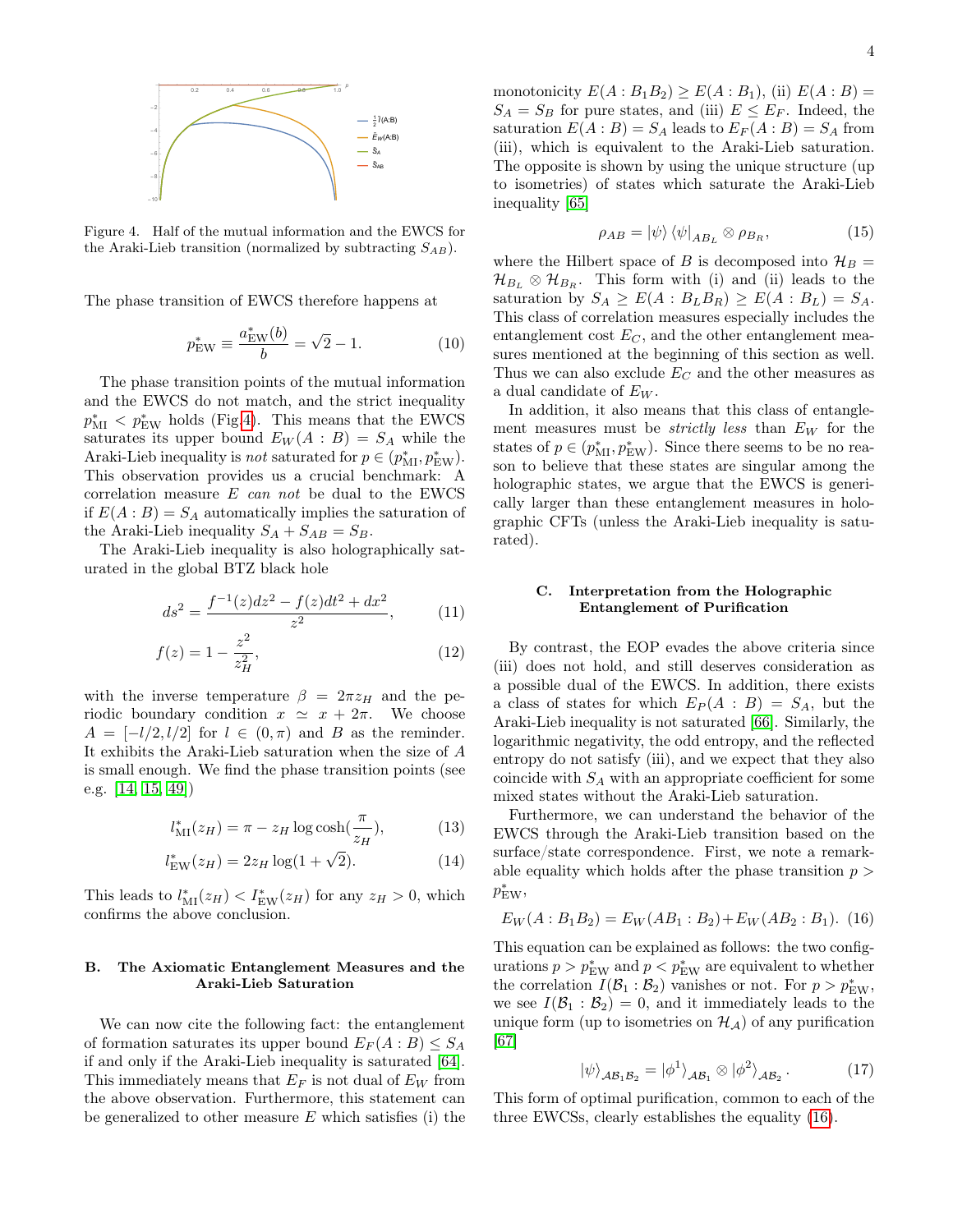Figure 4. Half of the mutual information and the EWCS for the Araki-Lieb transition (normalized by subtracting $S_{AB}$).

The phase transition of EWCS therefore happens at

$$p^*_{\rm EW} \equiv \frac{a^*_{\rm EW}(b)}{b} = \sqrt{2}-1. \tag{10}$$

The phase transition points of the mutual information and the EWCS do not match, and the strict inequality $p^*_{\rm MI} < p^*_{\rm EW}$ holds (Fig.4). This means that the EWCS saturates its upper bound $E_W(A:B) = S_A$ while the Araki-Lieb inequality is *not* saturated for $p \in (p^*_{\rm MI}, p^*_{\rm EW})$. This observation provides us a crucial benchmark: A correlation measure $E$ *can not* be dual to the EWCS if $E(A:B) = S_A$ automatically implies the saturation of the Araki-Lieb inequality $S_A + S_{AB} = S_B$.

The Araki-Lieb inequality is also holographically saturated in the global BTZ black hole

$$ds^2 = \frac{f^{-1}(z)dz^2 - f(z)dt^2 + dx^2}{z^2}, \tag{11}$$

$$f(z) = 1 - \frac{z^2}{z_H^2}, \tag{12}$$

with the inverse temperature $\beta = 2\pi z_H$ and the periodic boundary condition $x \simeq x + 2\pi$. We choose $A = [-l/2, l/2]$ for $l \in (0,\pi)$ and $B$ as the reminder. It exhibits the Araki-Lieb saturation when the size of $A$ is small enough. We find the phase transition points (see e.g. [14, 15, 49])

$$l^*_{\rm MI}(z_H) = \pi - z_H \log\cosh(\frac{\pi}{z_H}), \tag{13}$$

$$l^*_{\rm EW}(z_H) = 2z_H \log(1+\sqrt{2}). \tag{14}$$

This leads to $l^*_{\rm MI}(z_H) < l^*_{\rm EW}(z_H)$ for any $z_H > 0$, which confirms the above conclusion.

### B. The Axiomatic Entanglement Measures and the Araki-Lieb Saturation

We can now cite the following fact: the entanglement of formation saturates its upper bound $E_F(A:B) \le S_A$ if and only if the Araki-Lieb inequality is saturated [64]. This immediately means that $E_F$ is not dual of $E_W$ from the above observation. Furthermore, this statement can be generalized to other measure $E$ which satisfies (i) the monotonicity $E(A:B_1B_2) \ge E(A:B_1)$, (ii) $E(A:B) = S_A = S_B$ for pure states, and (iii) $E \le E_F$. Indeed, the saturation $E(A:B) = S_A$ leads to $E_F(A:B) = S_A$ from (iii), which is equivalent to the Araki-Lieb saturation. The opposite is shown by using the unique structure (up to isometries) of states which saturate the Araki-Lieb inequality [65]

$$\rho_{AB} = \left|\psi\right\rangle\left\langle\psi\right|_{AB_L} \otimes \rho_{B_R}, \tag{15}$$

where the Hilbert space of $B$ is decomposed into $\mathcal{H}_B = \mathcal{H}_{B_L} \otimes \mathcal{H}_{B_R}$. This form with (i) and (ii) leads to the saturation by $S_A \ge E(A:B_LB_R) \ge E(A:B_L) = S_A$. This class of correlation measures especially includes the entanglement cost $E_C$, and the other entanglement measures mentioned at the beginning of this section as well. Thus we can also exclude $E_C$ and the other measures as a dual candidate of $E_W$.

In addition, it also means that this class of entanglement measures must be *strictly less* than $E_W$ for the states of $p \in (p^*_{\rm MI}, p^*_{\rm EW})$. Since there seems to be no reason to believe that these states are singular among the holographic states, we argue that the EWCS is generically larger than these entanglement measures in holographic CFTs (unless the Araki-Lieb inequality is saturated).

### C. Interpretation from the Holographic Entanglement of Purification

By contrast, the EOP evades the above criteria since (iii) does not hold, and still deserves consideration as a possible dual of the EWCS. In addition, there exists a class of states for which $E_P(A:B) = S_A$, but the Araki-Lieb inequality is not saturated [66]. Similarly, the logarithmic negativity, the odd entropy, and the reflected entropy do not satisfy (iii), and we expect that they also coincide with $S_A$ with an appropriate coefficient for some mixed states without the Araki-Lieb saturation.

Furthermore, we can understand the behavior of the EWCS through the Araki-Lieb transition based on the surface/state correspondence. First, we note a remarkable equality which holds after the phase transition $p > p^*_{\rm EW}$,

$$E_W(A:B_1B_2) = E_W(AB_1:B_2) + E_W(AB_2:B_1). \tag{16}$$

This equation can be explained as follows: the two configurations $p > p^*_{\rm EW}$ and $p < p^*_{\rm EW}$ are equivalent to whether the correlation $I(\mathcal{B}_1:\mathcal{B}_2)$ vanishes or not. For $p > p^*_{\rm EW}$, we see $I(\mathcal{B}_1:\mathcal{B}_2) = 0$, and it immediately leads to the unique form (up to isometries on $\mathcal{H}_\mathcal{A}$) of any purification [67]

$$\left|\psi\right\rangle_{\mathcal{A}\mathcal{B}_1\mathcal{B}_2} = \left|\phi^1\right\rangle_{\mathcal{A}\mathcal{B}_1} \otimes \left|\phi^2\right\rangle_{\mathcal{A}\mathcal{B}_2}. \tag{17}$$

This form of optimal purification, common to each of the three EWCSs, clearly establishes the equality (16).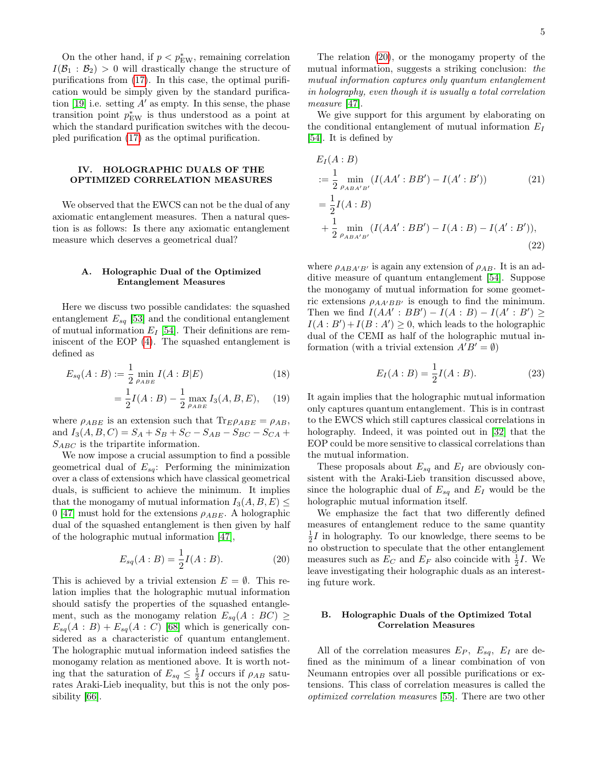On the other hand, if $p < p^*_{\rm EW}$, remaining correlation $I(\mathcal{B}_1 : \mathcal{B}_2) > 0$ will drastically change the structure of purifications from (17). In this case, the optimal purification would be simply given by the standard purification [19] i.e. setting $A'$ as empty. In this sense, the phase transition point $p^*_{\rm EW}$ is thus understood as a point at which the standard purification switches with the decoupled purification (17) as the optimal purification.

## IV. HOLOGRAPHIC DUALS OF THE OPTIMIZED CORRELATION MEASURES

We observed that the EWCS can not be the dual of any axiomatic entanglement measures. Then a natural question is as follows: Is there any axiomatic entanglement measure which deserves a geometrical dual?

### A. Holographic Dual of the Optimized Entanglement Measures

Here we discuss two possible candidates: the squashed entanglement $E_{sq}$ [53] and the conditional entanglement of mutual information $E_I$ [54]. Their definitions are reminiscent of the EOP (4). The squashed entanglement is defined as

$$
\begin{aligned}
E_{sq}(A:B) &:= \frac{1}{2}\min_{\rho_{ABE}} I(A:B|E) &(18)\\
&= \frac{1}{2}I(A:B) - \frac{1}{2}\max_{\rho_{ABE}} I_3(A,B,E), &(19)
\end{aligned}
$$

where $\rho_{ABE}$ is an extension such that $\mathrm{Tr}_E \rho_{ABE} = \rho_{AB}$, and $I_3(A,B,C) = S_A + S_B + S_C - S_{AB} - S_{BC} - S_{CA} + S_{ABC}$ is the tripartite information.

We now impose a crucial assumption to find a possible geometrical dual of $E_{sq}$: Performing the minimization over a class of extensions which have classical geometrical duals, is sufficient to achieve the minimum. It implies that the monogamy of mutual information $I_3(A,B,E) \leq 0$ [47] must hold for the extensions $\rho_{ABE}$. A holographic dual of the squashed entanglement is then given by half of the holographic mutual information [47],

$$
E_{sq}(A:B) = \frac{1}{2}I(A:B). \tag{20}
$$

This is achieved by a trivial extension $E = \emptyset$. This relation implies that the holographic mutual information should satisfy the properties of the squashed entanglement, such as the monogamy relation $E_{sq}(A:BC) \geq E_{sq}(A:B) + E_{sq}(A:C)$ [68] which is generically considered as a characteristic of quantum entanglement. The holographic mutual information indeed satisfies the monogamy relation as mentioned above. It is worth noting that the saturation of $E_{sq} \leq \frac{1}{2}I$ occurs if $\rho_{AB}$ saturates Araki-Lieb inequality, but this is not the only possibility [66].

The relation (20), or the monogamy property of the mutual information, suggests a striking conclusion: *the mutual information captures only quantum entanglement in holography, even though it is usually a total correlation measure* [47].

We give support for this argument by elaborating on the conditional entanglement of mutual information $E_I$ [54]. It is defined by

$$
\begin{aligned}
&E_I(A:B)\\
&:= \frac{1}{2}\min_{\rho_{ABA'B'}} (I(AA':BB') - I(A':B')) &(21)\\
&= \frac{1}{2}I(A:B)\\
&\quad + \frac{1}{2}\min_{\rho_{ABA'B'}} (I(AA':BB') - I(A:B) - I(A':B')), &(22)
\end{aligned}
$$

where $\rho_{ABA'B'}$ is again any extension of $\rho_{AB}$. It is an additive measure of quantum entanglement [54]. Suppose the monogamy of mutual information for some geometric extensions $\rho_{AA'BB'}$ is enough to find the minimum. Then we find $I(AA':BB') - I(A:B) - I(A':B') \geq I(A:B') + I(B:A') \geq 0$, which leads to the holographic dual of the CEMI as half of the holographic mutual information (with a trivial extension $A'B' = \emptyset$)

$$
E_I(A:B) = \frac{1}{2}I(A:B). \tag{23}
$$

It again implies that the holographic mutual information only captures quantum entanglement. This is in contrast to the EWCS which still captures classical correlations in holography. Indeed, it was pointed out in [32] that the EOP could be more sensitive to classical correlations than the mutual information.

These proposals about $E_{sq}$ and $E_I$ are obviously consistent with the Araki-Lieb transition discussed above, since the holographic dual of $E_{sq}$ and $E_I$ would be the holographic mutual information itself.

We emphasize the fact that two differently defined measures of entanglement reduce to the same quantity $\frac{1}{2}I$ in holography. To our knowledge, there seems to be no obstruction to speculate that the other entanglement measures such as $E_C$ and $E_F$ also coincide with $\frac{1}{2}I$. We leave investigating their holographic duals as an interesting future work.

### B. Holographic Duals of the Optimized Total Correlation Measures

All of the correlation measures $E_P$, $E_{sq}$, $E_I$ are defined as the minimum of a linear combination of von Neumann entropies over all possible purifications or extensions. This class of correlation measures is called the *optimized correlation measures* [55]. There are two other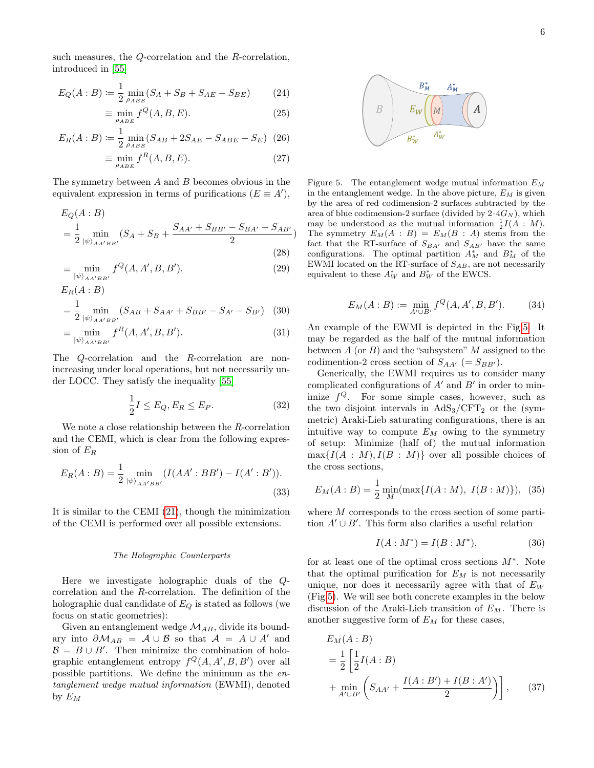such measures, the $Q$-correlation and the $R$-correlation, introduced in [55]

$$E_Q(A:B) := \frac{1}{2}\min_{\rho_{ABE}}(S_A + S_B + S_{AE} - S_{BE}) \tag{24}$$

$$\equiv \min_{\rho_{ABE}} f^Q(A,B,E). \tag{25}$$

$$E_R(A:B) := \frac{1}{2}\min_{\rho_{ABE}}(S_{AB} + 2S_{AE} - S_{ABE} - S_E) \tag{26}$$

$$\equiv \min_{\rho_{ABE}} f^R(A,B,E). \tag{27}$$

The symmetry between $A$ and $B$ becomes obvious in the equivalent expression in terms of purifications ($E \equiv A'$),

$$E_Q(A:B) = \frac{1}{2}\min_{|\psi\rangle_{AA'BB'}}\left(S_A + S_B + \frac{S_{AA'} + S_{BB'} - S_{BA'} - S_{AB'}}{2}\right) \tag{28}$$

$$\equiv \min_{|\psi\rangle_{AA'BB'}} f^Q(A,A',B,B'). \tag{29}$$

$$E_R(A:B) = \frac{1}{2}\min_{|\psi\rangle_{AA'BB'}}(S_{AB} + S_{AA'} + S_{BB'} - S_{A'} - S_{B'}) \tag{30}$$

$$\equiv \min_{|\psi\rangle_{AA'BB'}} f^R(A,A',B,B'). \tag{31}$$

The $Q$-correlation and the $R$-correlation are non-increasing under local operations, but not necessarily under LOCC. They satisfy the inequality [55]

$$\frac{1}{2}I \leq E_Q, E_R \leq E_P. \tag{32}$$

We note a close relationship between the $R$-correlation and the CEMI, which is clear from the following expression of $E_R$

$$E_R(A:B) = \frac{1}{2}\min_{|\psi\rangle_{AA'BB'}}(I(AA':BB') - I(A':B')). \tag{33}$$

It is similar to the CEMI (21), though the minimization of the CEMI is performed over all possible extensions.

### *The Holographic Counterparts*

Here we investigate holographic duals of the $Q$-correlation and the $R$-correlation. The definition of the holographic dual candidate of $E_Q$ is stated as follows (we focus on static geometries):

Given an entanglement wedge $\mathcal{M}_{AB}$, divide its boundary into $\partial\mathcal{M}_{AB} = \mathcal{A}\cup\mathcal{B}$ so that $\mathcal{A} = A\cup A'$ and $\mathcal{B} = B\cup B'$. Then minimize the combination of holographic entanglement entropy $f^Q(A,A',B,B')$ over all possible partitions. We define the minimum as the *entanglement wedge mutual information* (EWMI), denoted by $E_M$

Figure 5. The entanglement wedge mutual information $E_M$ in the entanglement wedge. In the above picture, $E_M$ is given by the area of red codimension-2 surfaces subtracted by the area of blue codimension-2 surface (divided by $2\cdot 4G_N$), which may be understood as the mutual information $\frac{1}{2}I(A:M)$. The symmetry $E_M(A:B) = E_M(B:A)$ stems from the fact that the RT-surface of $S_{BA'}$ and $S_{AB'}$ have the same configurations. The optimal partition $A^*_M$ and $B^*_M$ of the EWMI located on the RT-surface of $S_{AB}$, are not necessarily equivalent to these $A^*_W$ and $B^*_W$ of the EWCS.

$$E_M(A:B) := \min_{A'\cup B'} f^Q(A,A',B,B'). \tag{34}$$

An example of the EWMI is depicted in the Fig.5. It may be regarded as the half of the mutual information between $A$ (or $B$) and the "subsystem" $M$ assigned to the codimension-2 cross section of $S_{AA'}$ ($= S_{BB'}$).

Generically, the EWMI requires us to consider many complicated configurations of $A'$ and $B'$ in order to minimize $f^Q$. For some simple cases, however, such as the two disjoint intervals in AdS$_3$/CFT$_2$ or the (symmetric) Araki-Lieb saturating configurations, there is an intuitive way to compute $E_M$ owing to the symmetry of setup: Minimize (half of) the mutual information $\max\{I(A:M), I(B:M)\}$ over all possible choices of the cross sections,

$$E_M(A:B) = \frac{1}{2}\min_M(\max\{I(A:M),\ I(B:M)\}), \tag{35}$$

where $M$ corresponds to the cross section of some partition $A'\cup B'$. This form also clarifies a useful relation

$$I(A:M^*) = I(B:M^*), \tag{36}$$

for at least one of the optimal cross sections $M^*$. Note that the optimal purification for $E_M$ is not necessarily unique, nor does it necessarily agree with that of $E_W$ (Fig.5). We will see both concrete examples in the below discussion of the Araki-Lieb transition of $E_M$. There is another suggestive form of $E_M$ for these cases,

$$E_M(A:B) = \frac{1}{2}\left[\frac{1}{2}I(A:B) + \min_{A'\cup B'}\left(S_{AA'} + \frac{I(A:B') + I(B:A')}{2}\right)\right], \tag{37}$$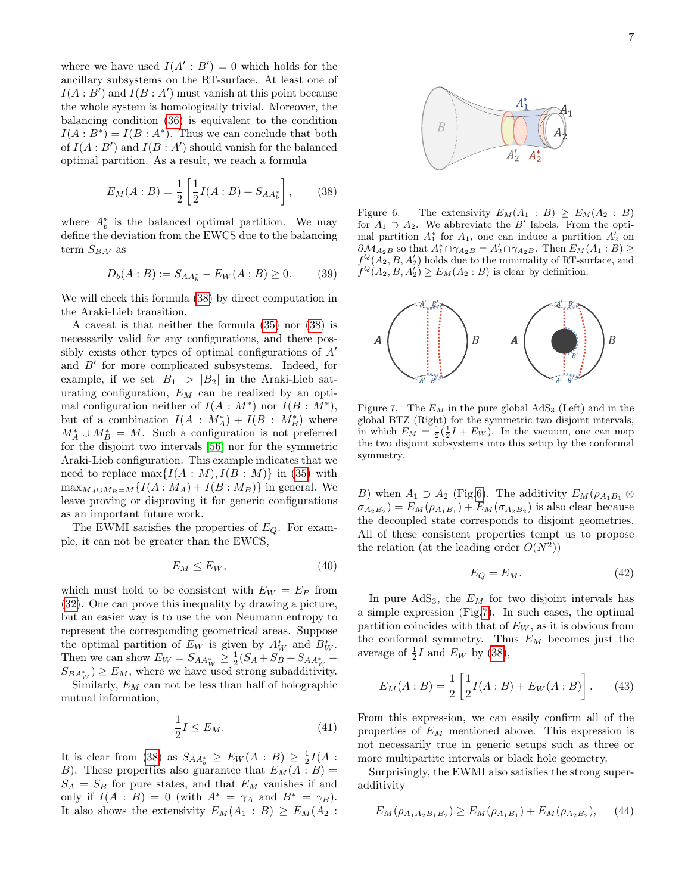where we have used $I(A' : B') = 0$ which holds for the ancillary subsystems on the RT-surface. At least one of $I(A : B')$ and $I(B : A')$ must vanish at this point because the whole system is homologically trivial. Moreover, the balancing condition (36) is equivalent to the condition $I(A : B^*) = I(B : A^*)$. Thus we can conclude that both of $I(A : B')$ and $I(B : A')$ should vanish for the balanced optimal partition. As a result, we reach a formula

$$E_M(A : B) = \frac{1}{2}\left[\frac{1}{2}I(A : B) + S_{AA_b^*}\right], \tag{38}$$

where $A_b^*$ is the balanced optimal partition. We may define the deviation from the EWCS due to the balancing term $S_{BA'}$ as

$$D_b(A : B) := S_{AA_b^*} - E_W(A : B) \geq 0. \tag{39}$$

We will check this formula (38) by direct computation in the Araki-Lieb transition.

A caveat is that neither the formula (35) nor (38) is necessarily valid for any configurations, and there possibly exists other types of optimal configurations of $A'$ and $B'$ for more complicated subsystems. Indeed, for example, if we set $|B_1| > |B_2|$ in the Araki-Lieb saturating configuration, $E_M$ can be realized by an optimal configuration neither of $I(A : M^*)$ nor $I(B : M^*)$, but of a combination $I(A : M_A^*) + I(B : M_B^*)$ where $M_A^* \cup M_B^* = M$. Such a configuration is not preferred for the disjoint two intervals [56] nor for the symmetric Araki-Lieb configuration. This example indicates that we need to replace $\max\{I(A : M), I(B : M)\}$ in (35) with $\max_{M_A \cup M_B = M}\{I(A : M_A) + I(B : M_B)\}$ in general. We leave proving or disproving it for generic configurations as an important future work.

The EWMI satisfies the properties of $E_Q$. For example, it can not be greater than the EWCS,

$$E_M \leq E_W, \tag{40}$$

which must hold to be consistent with $E_W = E_P$ from (32). One can prove this inequality by drawing a picture, but an easier way is to use the von Neumann entropy to represent the corresponding geometrical areas. Suppose the optimal partition of $E_W$ is given by $A_W^*$ and $B_W^*$. Then we can show $E_W = S_{AA_W^*} \geq \frac{1}{2}(S_A + S_B + S_{AA_W^*} - S_{BA_W^*}) \geq E_M$, where we have used strong subadditivity.

Similarly, $E_M$ can not be less than half of holographic mutual information,

$$\frac{1}{2}I \leq E_M. \tag{41}$$

It is clear from (38) as $S_{AA_b^*} \geq E_W(A : B) \geq \frac{1}{2}I(A : B)$. These properties also guarantee that $E_M(A : B) = S_A = S_B$ for pure states, and that $E_M$ vanishes if and only if $I(A : B) = 0$ (with $A^* = \gamma_A$ and $B^* = \gamma_B$). It also shows the extensivity $E_M(A_1 : B) \geq E_M(A_2 : B)$ when $A_1 \supset A_2$ (Fig.6). The additivity $E_M(\rho_{A_1B_1} \otimes \sigma_{A_2B_2}) = E_M(\rho_{A_1B_1}) + E_M(\sigma_{A_2B_2})$ is also clear because the decoupled state corresponds to disjoint geometries. All of these consistent properties tempt us to propose the relation (at the leading order $O(N^2)$)

Figure 6. The extensivity $E_M(A_1 : B) \geq E_M(A_2 : B)$ for $A_1 \supset A_2$. We abbreviate the $B'$ labels. From the optimal partition $A_1^*$ for $A_1$, one can induce a partition $A_2'$ on $\partial\mathcal{M}_{A_2B}$ so that $A_1^* \cap \gamma_{A_2B} = A_2' \cap \gamma_{A_2B}$. Then $E_M(A_1 : B) \geq f^Q(A_2, B, A_2')$ holds due to the minimality of RT-surface, and $f^Q(A_2, B, A_2') \geq E_M(A_2 : B)$ is clear by definition.

Figure 7. The $E_M$ in the pure global AdS$_3$ (Left) and in the global BTZ (Right) for the symmetric two disjoint intervals, in which $E_M = \frac{1}{2}(\frac{1}{2}I + E_W)$. In the vacuum, one can map the two disjoint subsystems into this setup by the conformal symmetry.

$$E_Q = E_M. \tag{42}$$

In pure AdS$_3$, the $E_M$ for two disjoint intervals has a simple expression (Fig.7). In such cases, the optimal partition coincides with that of $E_W$, as it is obvious from the conformal symmetry. Thus $E_M$ becomes just the average of $\frac{1}{2}I$ and $E_W$ by (38),

$$E_M(A : B) = \frac{1}{2}\left[\frac{1}{2}I(A : B) + E_W(A : B)\right]. \tag{43}$$

From this expression, we can easily confirm all of the properties of $E_M$ mentioned above. This expression is not necessarily true in generic setups such as three or more multipartite intervals or black hole geometry.

Surprisingly, the EWMI also satisfies the strong superadditivity

$$E_M(\rho_{A_1A_2B_1B_2}) \geq E_M(\rho_{A_1B_1}) + E_M(\rho_{A_2B_2}), \tag{44}$$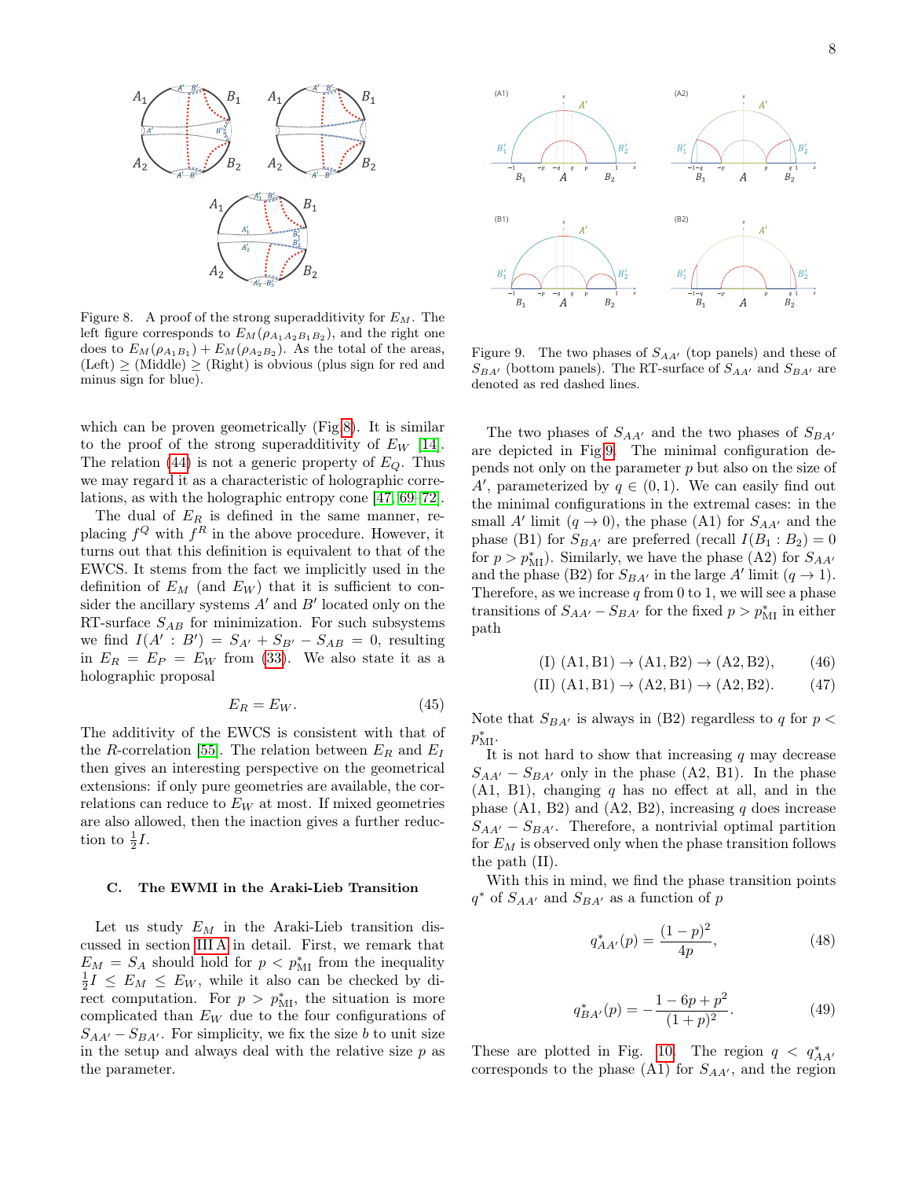Figure 8. A proof of the strong superadditivity for $E_M$. The left figure corresponds to $E_M(\rho_{A_1A_2B_1B_2})$, and the right one does to $E_M(\rho_{A_1B_1}) + E_M(\rho_{A_2B_2})$. As the total of the areas, (Left) $\geq$ (Middle) $\geq$ (Right) is obvious (plus sign for red and minus sign for blue).

which can be proven geometrically (Fig.8). It is similar to the proof of the strong superadditivity of $E_W$ [14]. The relation (44) is not a generic property of $E_Q$. Thus we may regard it as a characteristic of holographic correlations, as with the holographic entropy cone [47, 69–72].

The dual of $E_R$ is defined in the same manner, replacing $f^Q$ with $f^R$ in the above procedure. However, it turns out that this definition is equivalent to that of the EWCS. It stems from the fact we implicitly used in the definition of $E_M$ (and $E_W$) that it is sufficient to consider the ancillary systems $A'$ and $B'$ located only on the RT-surface $S_{AB}$ for minimization. For such subsystems we find $I(A' : B') = S_{A'} + S_{B'} - S_{AB} = 0$, resulting in $E_R = E_P = E_W$ from (33). We also state it as a holographic proposal

$$E_R = E_W. \tag{45}$$

The additivity of the EWCS is consistent with that of the $R$-correlation [55]. The relation between $E_R$ and $E_I$ then gives an interesting perspective on the geometrical extensions: if only pure geometries are available, the correlations can reduce to $E_W$ at most. If mixed geometries are also allowed, then the inaction gives a further reduction to $\frac{1}{2}I$.

### C. The EWMI in the Araki-Lieb Transition

Let us study $E_M$ in the Araki-Lieb transition discussed in section III A in detail. First, we remark that $E_M = S_A$ should hold for $p < p^*_{\rm MI}$ from the inequality $\frac{1}{2}I \leq E_M \leq E_W$, while it also can be checked by direct computation. For $p > p^*_{\rm MI}$, the situation is more complicated than $E_W$ due to the four configurations of $S_{AA'} - S_{BA'}$. For simplicity, we fix the size $b$ to unit size in the setup and always deal with the relative size $p$ as the parameter.

Figure 9. The two phases of $S_{AA'}$ (top panels) and these of $S_{BA'}$ (bottom panels). The RT-surface of $S_{AA'}$ and $S_{BA'}$ are denoted as red dashed lines.

The two phases of $S_{AA'}$ and the two phases of $S_{BA'}$ are depicted in Fig.9. The minimal configuration depends not only on the parameter $p$ but also on the size of $A'$, parameterized by $q \in (0, 1)$. We can easily find out the minimal configurations in the extremal cases: in the small $A'$ limit ($q \to 0$), the phase (A1) for $S_{AA'}$ and the phase (B1) for $S_{BA'}$ are preferred (recall $I(B_1 : B_2) = 0$ for $p > p^*_{\rm MI}$). Similarly, we have the phase (A2) for $S_{AA'}$ and the phase (B2) for $S_{BA'}$ in the large $A'$ limit ($q \to 1$). Therefore, as we increase $q$ from 0 to 1, we will see a phase transitions of $S_{AA'} - S_{BA'}$ for the fixed $p > p^*_{\rm MI}$ in either path

$$\text{(I) (A1, B1)} \to \text{(A1, B2)} \to \text{(A2, B2)}, \tag{46}$$

$$\text{(II) (A1, B1)} \to \text{(A2, B1)} \to \text{(A2, B2)}. \tag{47}$$

Note that $S_{BA'}$ is always in (B2) regardless to $q$ for $p < p^*_{\rm MI}$.

It is not hard to show that increasing $q$ may decrease $S_{AA'} - S_{BA'}$ only in the phase (A2, B1). In the phase (A1, B1), changing $q$ has no effect at all, and in the phase (A1, B2) and (A2, B2), increasing $q$ does increase $S_{AA'} - S_{BA'}$. Therefore, a nontrivial optimal partition for $E_M$ is observed only when the phase transition follows the path (II).

With this in mind, we find the phase transition points $q^*$ of $S_{AA'}$ and $S_{BA'}$ as a function of $p$

$$q^*_{AA'}(p) = \frac{(1-p)^2}{4p}, \tag{48}$$

$$q^*_{BA'}(p) = -\frac{1 - 6p + p^2}{(1+p)^2}. \tag{49}$$

These are plotted in Fig. 10. The region $q < q^*_{AA'}$ corresponds to the phase (A1) for $S_{AA'}$, and the region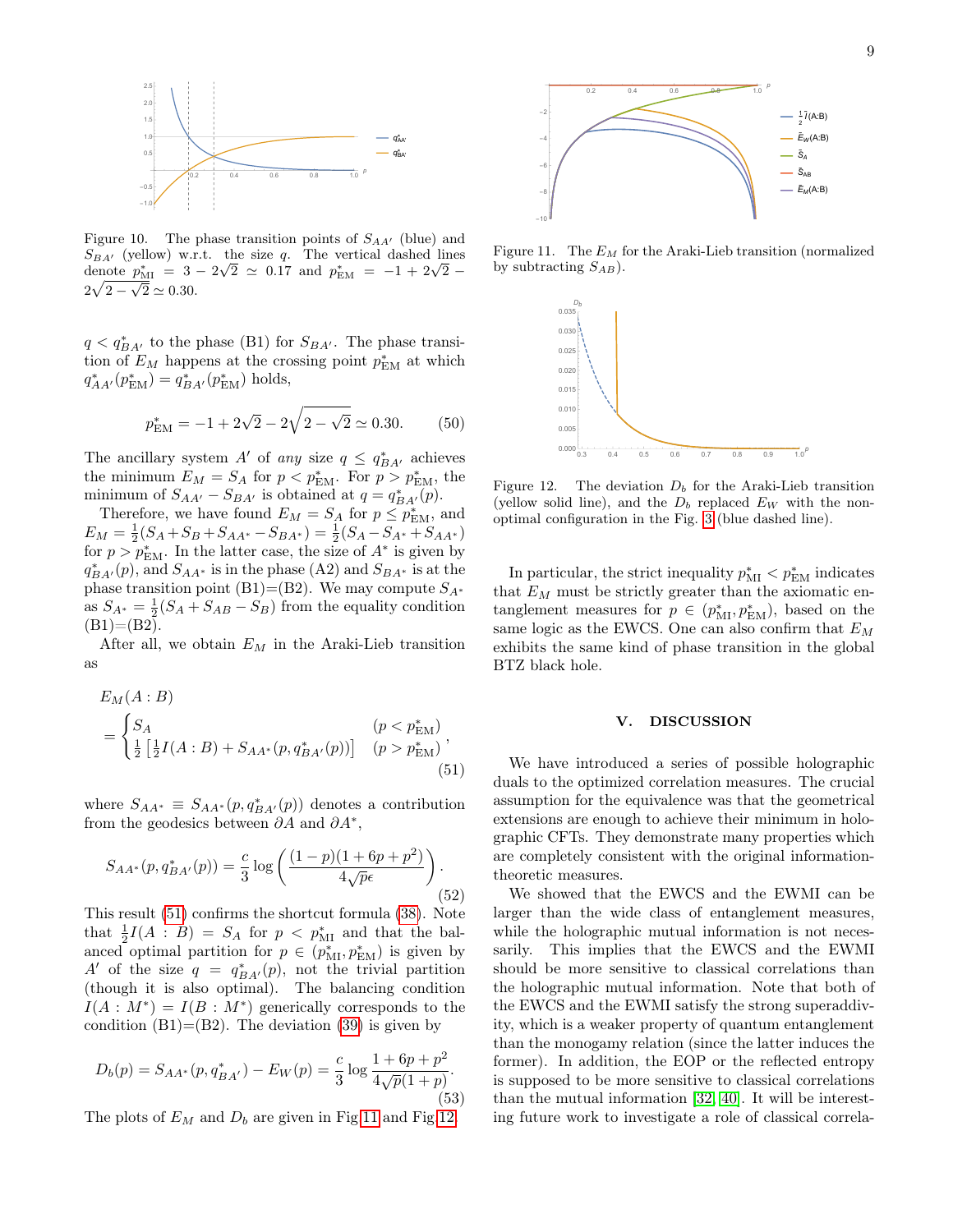Figure 10. The phase transition points of $S_{AA'}$ (blue) and $S_{BA'}$ (yellow) w.r.t. the size $q$. The vertical dashed lines denote $p^*_{\rm MI} = 3 - 2\sqrt{2} \simeq 0.17$ and $p^*_{\rm EM} = -1 + 2\sqrt{2} - 2\sqrt{2-\sqrt{2}} \simeq 0.30$.

$q < q^*_{BA'}$ to the phase (B1) for $S_{BA'}$. The phase transition of $E_M$ happens at the crossing point $p^*_{\rm EM}$ at which $q^*_{AA'}(p^*_{\rm EM}) = q^*_{BA'}(p^*_{\rm EM})$ holds,

$$p^*_{\rm EM} = -1 + 2\sqrt{2} - 2\sqrt{2-\sqrt{2}} \simeq 0.30. \tag{50}$$

The ancillary system $A'$ of *any* size $q \leq q^*_{BA'}$ achieves the minimum $E_M = S_A$ for $p < p^*_{\rm EM}$. For $p > p^*_{\rm EM}$, the minimum of $S_{AA'} - S_{BA'}$ is obtained at $q = q^*_{BA'}(p)$.

Therefore, we have found $E_M = S_A$ for $p \leq p^*_{\rm EM}$, and $E_M = \frac{1}{2}(S_A + S_B + S_{AA^*} - S_{BA^*}) = \frac{1}{2}(S_A - S_{A^*} + S_{AA^*})$ for $p > p^*_{\rm EM}$. In the latter case, the size of $A^*$ is given by $q^*_{BA'}(p)$, and $S_{AA^*}$ is in the phase (A2) and $S_{BA^*}$ is at the phase transition point (B1)=(B2). We may compute $S_{A^*}$ as $S_{A^*} = \frac{1}{2}(S_A + S_{AB} - S_B)$ from the equality condition (B1)=(B2).

After all, we obtain $E_M$ in the Araki-Lieb transition as

$$E_M(A:B) = \begin{cases} S_A & (p < p^*_{\rm EM}) \\ \frac{1}{2}\left[\frac{1}{2}I(A:B) + S_{AA^*}(p, q^*_{BA'}(p))\right] & (p > p^*_{\rm EM}) \end{cases}, \tag{51}$$

where $S_{AA^*} \equiv S_{AA^*}(p, q^*_{BA'}(p))$ denotes a contribution from the geodesics between $\partial A$ and $\partial A^*$,

$$S_{AA^*}(p, q^*_{BA'}(p)) = \frac{c}{3}\log\left(\frac{(1-p)(1+6p+p^2)}{4\sqrt{p}\epsilon}\right). \tag{52}$$

This result (51) confirms the shortcut formula (38). Note that $\frac{1}{2}I(A:B) = S_A$ for $p < p^*_{\rm MI}$ and that the balanced optimal partition for $p \in (p^*_{\rm MI}, p^*_{\rm EM})$ is given by $A'$ of the size $q = q^*_{BA'}(p)$, not the trivial partition (though it is also optimal). The balancing condition $I(A:M^*) = I(B:M^*)$ generically corresponds to the condition (B1)=(B2). The deviation (39) is given by

$$D_b(p) = S_{AA^*}(p, q^*_{BA'}) - E_W(p) = \frac{c}{3}\log\frac{1+6p+p^2}{4\sqrt{p}(1+p)}. \tag{53}$$

The plots of $E_M$ and $D_b$ are given in Fig 11 and Fig 12.

Figure 11. The $E_M$ for the Araki-Lieb transition (normalized by subtracting $S_{AB}$).

Figure 12. The deviation $D_b$ for the Araki-Lieb transition (yellow solid line), and the $D_b$ replaced $E_W$ with the non-optimal configuration in the Fig. 3 (blue dashed line).

In particular, the strict inequality $p^*_{\rm MI} < p^*_{\rm EM}$ indicates that $E_M$ must be strictly greater than the axiomatic entanglement measures for $p \in (p^*_{\rm MI}, p^*_{\rm EM})$, based on the same logic as the EWCS. One can also confirm that $E_M$ exhibits the same kind of phase transition in the global BTZ black hole.

## V. DISCUSSION

We have introduced a series of possible holographic duals to the optimized correlation measures. The crucial assumption for the equivalence was that the geometrical extensions are enough to achieve their minimum in holographic CFTs. They demonstrate many properties which are completely consistent with the original information-theoretic measures.

We showed that the EWCS and the EWMI can be larger than the wide class of entanglement measures, while the holographic mutual information is not necessarily. This implies that the EWCS and the EWMI should be more sensitive to classical correlations than the holographic mutual information. Note that both of the EWCS and the EWMI satisfy the strong superaddivity, which is a weaker property of quantum entanglement than the monogamy relation (since the latter induces the former). In addition, the EOP or the reflected entropy is supposed to be more sensitive to classical correlations than the mutual information [32, 40]. It will be interesting future work to investigate a role of classical correla-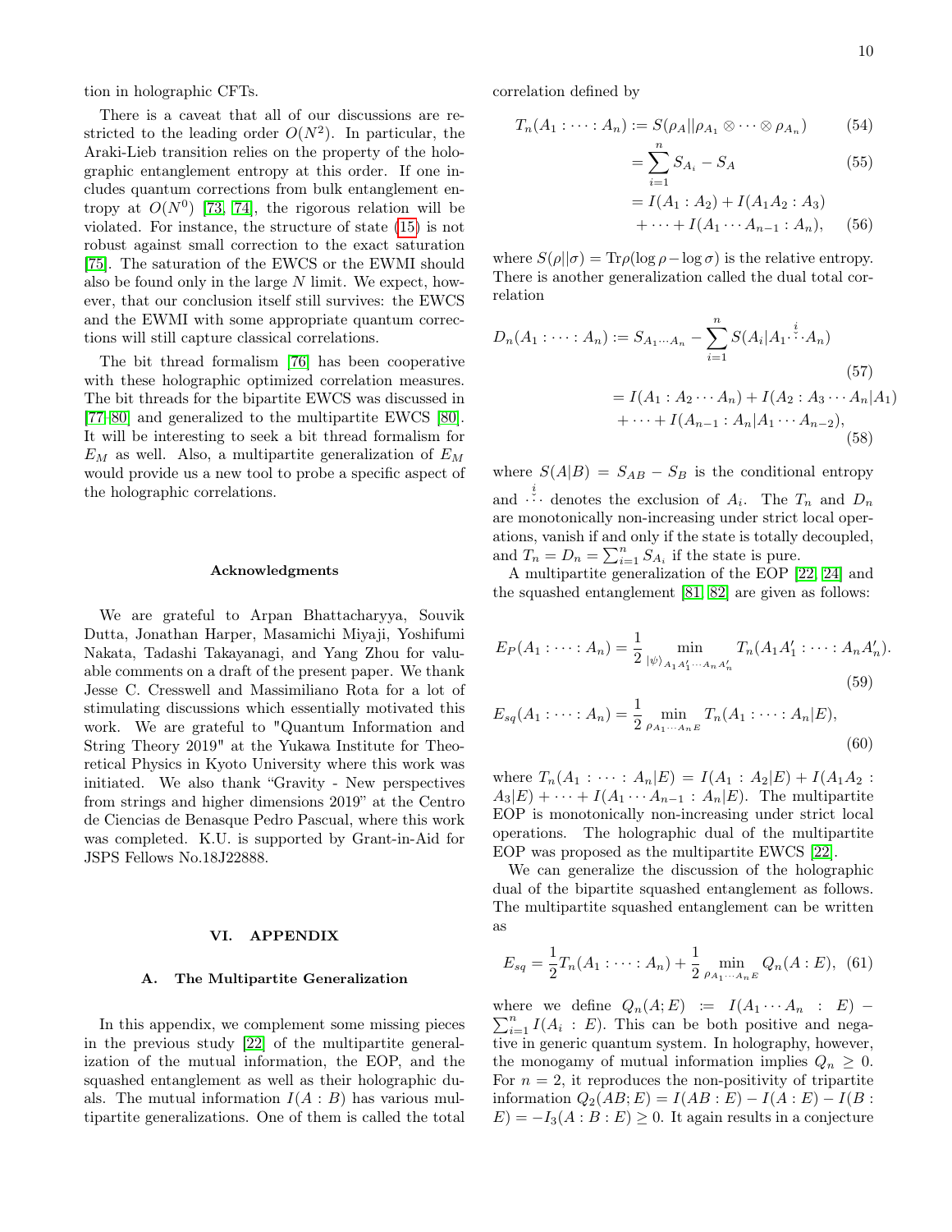tion in holographic CFTs.

There is a caveat that all of our discussions are restricted to the leading order $O(N^2)$. In particular, the Araki-Lieb transition relies on the property of the holographic entanglement entropy at this order. If one includes quantum corrections from bulk entanglement entropy at $O(N^0)$ [73, 74], the rigorous relation will be violated. For instance, the structure of state (15) is not robust against small correction to the exact saturation [75]. The saturation of the EWCS or the EWMI should also be found only in the large $N$ limit. We expect, however, that our conclusion itself still survives: the EWCS and the EWMI with some appropriate quantum corrections will still capture classical correlations.

The bit thread formalism [76] has been cooperative with these holographic optimized correlation measures. The bit threads for the bipartite EWCS was discussed in [77–80] and generalized to the multipartite EWCS [80]. It will be interesting to seek a bit thread formalism for $E_M$ as well. Also, a multipartite generalization of $E_M$ would provide us a new tool to probe a specific aspect of the holographic correlations.

### Acknowledgments

We are grateful to Arpan Bhattacharyya, Souvik Dutta, Jonathan Harper, Masamichi Miyaji, Yoshifumi Nakata, Tadashi Takayanagi, and Yang Zhou for valuable comments on a draft of the present paper. We thank Jesse C. Cresswell and Massimiliano Rota for a lot of stimulating discussions which essentially motivated this work. We are grateful to "Quantum Information and String Theory 2019" at the Yukawa Institute for Theoretical Physics in Kyoto University where this work was initiated. We also thank "Gravity - New perspectives from strings and higher dimensions 2019" at the Centro de Ciencias de Benasque Pedro Pascual, where this work was completed. K.U. is supported by Grant-in-Aid for JSPS Fellows No.18J22888.

## VI. APPENDIX

### A. The Multipartite Generalization

In this appendix, we complement some missing pieces in the previous study [22] of the multipartite generalization of the mutual information, the EOP, and the squashed entanglement as well as their holographic duals. The mutual information $I(A : B)$ has various multipartite generalizations. One of them is called the total correlation defined by

$$T_n(A_1 : \cdots : A_n) := S(\rho_A || \rho_{A_1} \otimes \cdots \otimes \rho_{A_n}) \tag{54}$$

$$= \sum_{i=1}^{n} S_{A_i} - S_A \tag{55}$$

$$= I(A_1 : A_2) + I(A_1A_2 : A_3) + \cdots + I(A_1 \cdots A_{n-1} : A_n), \tag{56}$$

where $S(\rho||\sigma) = \mathrm{Tr}\rho(\log \rho - \log \sigma)$ is the relative entropy. There is another generalization called the dual total correlation

$$D_n(A_1 : \cdots : A_n) := S_{A_1 \cdots A_n} - \sum_{i=1}^{n} S(A_i | A_1 \overset{i}{\because} A_n) \tag{57}$$

$$= I(A_1 : A_2 \cdots A_n) + I(A_2 : A_3 \cdots A_n | A_1) + \cdots + I(A_{n-1} : A_n | A_1 \cdots A_{n-2}), \tag{58}$$

where $S(A|B) = S_{AB} - S_B$ is the conditional entropy and $\overset{i}{\because}$ denotes the exclusion of $A_i$. The $T_n$ and $D_n$ are monotonically non-increasing under strict local operations, vanish if and only if the state is totally decoupled, and $T_n = D_n = \sum_{i=1}^{n} S_{A_i}$ if the state is pure.

A multipartite generalization of the EOP [22, 24] and the squashed entanglement [81, 82] are given as follows:

$$E_P(A_1 : \cdots : A_n) = \frac{1}{2} \min_{|\psi\rangle_{A_1A_1' \cdots A_nA_n'}} T_n(A_1A_1' : \cdots : A_nA_n'). \tag{59}$$

$$E_{sq}(A_1 : \cdots : A_n) = \frac{1}{2} \min_{\rho_{A_1 \cdots A_n E}} T_n(A_1 : \cdots : A_n | E), \tag{60}$$

where $T_n(A_1 : \cdots : A_n|E) = I(A_1 : A_2|E) + I(A_1A_2 : A_3|E) + \cdots + I(A_1 \cdots A_{n-1} : A_n|E)$. The multipartite EOP is monotonically non-increasing under strict local operations. The holographic dual of the multipartite EOP was proposed as the multipartite EWCS [22].

We can generalize the discussion of the holographic dual of the bipartite squashed entanglement as follows. The multipartite squashed entanglement can be written as

$$E_{sq} = \frac{1}{2} T_n(A_1 : \cdots : A_n) + \frac{1}{2} \min_{\rho_{A_1 \cdots A_n E}} Q_n(A : E), \tag{61}$$

where we define $Q_n(A; E) := I(A_1 \cdots A_n : E) - \sum_{i=1}^{n} I(A_i : E)$. This can be both positive and negative in generic quantum system. In holography, however, the monogamy of mutual information implies $Q_n \geq 0$. For $n = 2$, it reproduces the non-positivity of tripartite information $Q_2(AB; E) = I(AB : E) - I(A : E) - I(B : E) = -I_3(A : B : E) \geq 0$. It again results in a conjecture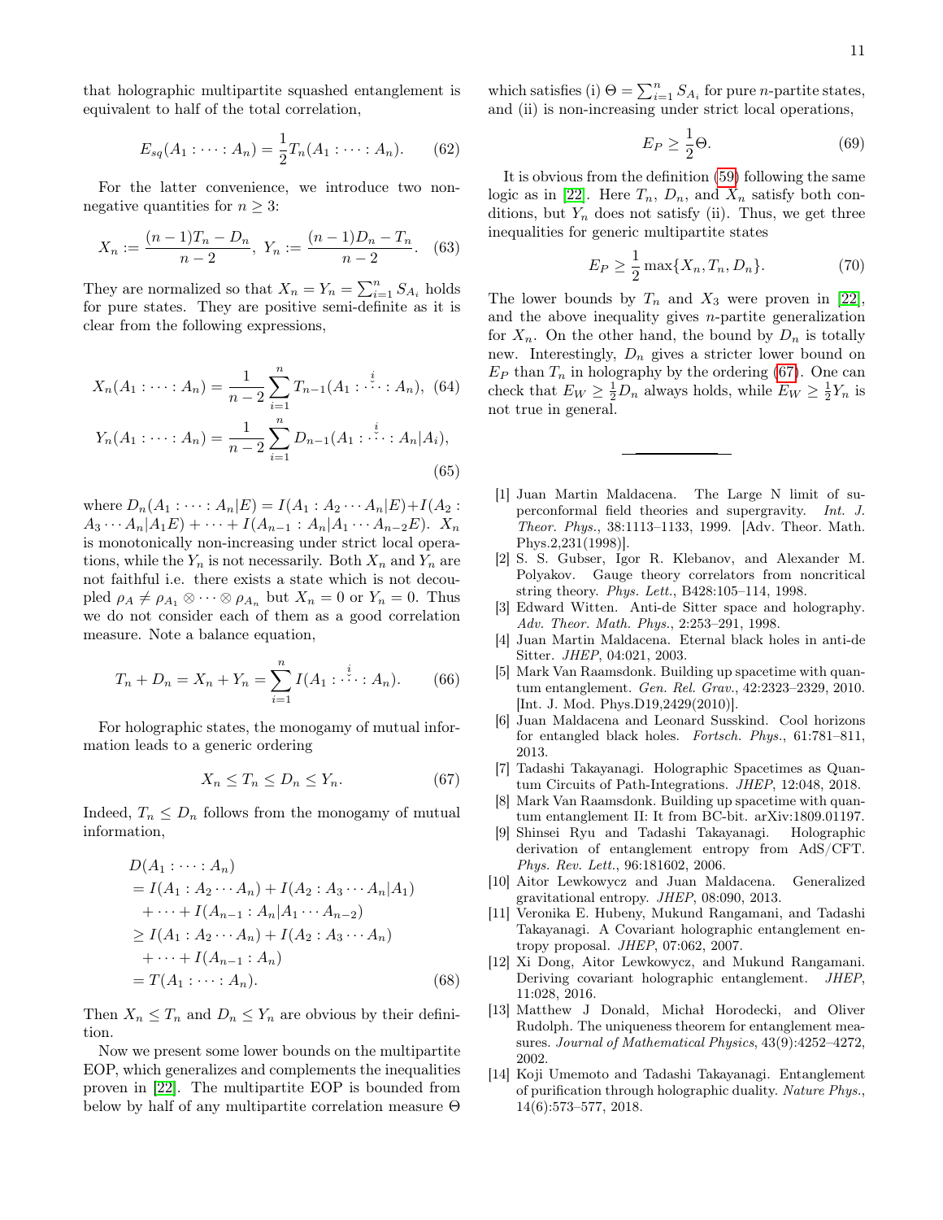that holographic multipartite squashed entanglement is equivalent to half of the total correlation,

$$E_{sq}(A_1 : \cdots : A_n) = \frac{1}{2} T_n(A_1 : \cdots : A_n). \tag{62}$$

For the latter convenience, we introduce two non-negative quantities for $n \geq 3$:

$$X_n := \frac{(n-1)T_n - D_n}{n-2}, \; Y_n := \frac{(n-1)D_n - T_n}{n-2}. \tag{63}$$

They are normalized so that $X_n = Y_n = \sum_{i=1}^n S_{A_i}$ holds for pure states. They are positive semi-definite as it is clear from the following expressions,

$$X_n(A_1 : \cdots : A_n) = \frac{1}{n-2} \sum_{i=1}^{n} T_{n-1}(A_1 : \overset{i}{\check{\cdots}} : A_n), \tag{64}$$

$$Y_n(A_1 : \cdots : A_n) = \frac{1}{n-2} \sum_{i=1}^{n} D_{n-1}(A_1 : \overset{i}{\check{\cdots}} : A_n | A_i), \tag{65}$$

where $D_n(A_1 : \cdots : A_n | E) = I(A_1 : A_2 \cdots A_n | E) + I(A_2 : A_3 \cdots A_n | A_1 E) + \cdots + I(A_{n-1} : A_n | A_1 \cdots A_{n-2} E)$. $X_n$ is monotonically non-increasing under strict local operations, while the $Y_n$ is not necessarily. Both $X_n$ and $Y_n$ are not faithful i.e. there exists a state which is not decoupled $\rho_A \neq \rho_{A_1} \otimes \cdots \otimes \rho_{A_n}$ but $X_n = 0$ or $Y_n = 0$. Thus we do not consider each of them as a good correlation measure. Note a balance equation,

$$T_n + D_n = X_n + Y_n = \sum_{i=1}^{n} I(A_1 : \overset{i}{\check{\cdots}} : A_n). \tag{66}$$

For holographic states, the monogamy of mutual information leads to a generic ordering

$$X_n \leq T_n \leq D_n \leq Y_n. \tag{67}$$

Indeed, $T_n \leq D_n$ follows from the monogamy of mutual information,

$$\begin{aligned}
&D(A_1 : \cdots : A_n) \\
&= I(A_1 : A_2 \cdots A_n) + I(A_2 : A_3 \cdots A_n | A_1) \\
&\quad + \cdots + I(A_{n-1} : A_n | A_1 \cdots A_{n-2}) \\
&\geq I(A_1 : A_2 \cdots A_n) + I(A_2 : A_3 \cdots A_n) \\
&\quad + \cdots + I(A_{n-1} : A_n) \\
&= T(A_1 : \cdots : A_n).
\end{aligned} \tag{68}$$

Then $X_n \leq T_n$ and $D_n \leq Y_n$ are obvious by their definition.

Now we present some lower bounds on the multipartite EOP, which generalizes and complements the inequalities proven in [22]. The multipartite EOP is bounded from below by half of any multipartite correlation measure $\Theta$ which satisfies (i) $\Theta = \sum_{i=1}^n S_{A_i}$ for pure $n$-partite states, and (ii) is non-increasing under strict local operations,

$$E_P \geq \frac{1}{2}\Theta. \tag{69}$$

It is obvious from the definition (59) following the same logic as in [22]. Here $T_n$, $D_n$, and $X_n$ satisfy both conditions, but $Y_n$ does not satisfy (ii). Thus, we get three inequalities for generic multipartite states

$$E_P \geq \frac{1}{2}\max\{X_n, T_n, D_n\}. \tag{70}$$

The lower bounds by $T_n$ and $X_3$ were proven in [22], and the above inequality gives $n$-partite generalization for $X_n$. On the other hand, the bound by $D_n$ is totally new. Interestingly, $D_n$ gives a stricter lower bound on $E_P$ than $T_n$ in holography by the ordering (67). One can check that $E_W \geq \frac{1}{2}D_n$ always holds, while $E_W \geq \frac{1}{2}Y_n$ is not true in general.

---

[1] Juan Martin Maldacena. The Large N limit of superconformal field theories and supergravity. *Int. J. Theor. Phys.*, 38:1113–1133, 1999. [Adv. Theor. Math. Phys.2,231(1998)].

[2] S. S. Gubser, Igor R. Klebanov, and Alexander M. Polyakov. Gauge theory correlators from noncritical string theory. *Phys. Lett.*, B428:105–114, 1998.

[3] Edward Witten. Anti-de Sitter space and holography. *Adv. Theor. Math. Phys.*, 2:253–291, 1998.

[4] Juan Martin Maldacena. Eternal black holes in anti-de Sitter. *JHEP*, 04:021, 2003.

[5] Mark Van Raamsdonk. Building up spacetime with quantum entanglement. *Gen. Rel. Grav.*, 42:2323–2329, 2010. [Int. J. Mod. Phys.D19,2429(2010)].

[6] Juan Maldacena and Leonard Susskind. Cool horizons for entangled black holes. *Fortsch. Phys.*, 61:781–811, 2013.

[7] Tadashi Takayanagi. Holographic Spacetimes as Quantum Circuits of Path-Integrations. *JHEP*, 12:048, 2018.

[8] Mark Van Raamsdonk. Building up spacetime with quantum entanglement II: It from BC-bit. arXiv:1809.01197.

[9] Shinsei Ryu and Tadashi Takayanagi. Holographic derivation of entanglement entropy from AdS/CFT. *Phys. Rev. Lett.*, 96:181602, 2006.

[10] Aitor Lewkowycz and Juan Maldacena. Generalized gravitational entropy. *JHEP*, 08:090, 2013.

[11] Veronika E. Hubeny, Mukund Rangamani, and Tadashi Takayanagi. A Covariant holographic entanglement entropy proposal. *JHEP*, 07:062, 2007.

[12] Xi Dong, Aitor Lewkowycz, and Mukund Rangamani. Deriving covariant holographic entanglement. *JHEP*, 11:028, 2016.

[13] Matthew J Donald, Michał Horodecki, and Oliver Rudolph. The uniqueness theorem for entanglement measures. *Journal of Mathematical Physics*, 43(9):4252–4272, 2002.

[14] Koji Umemoto and Tadashi Takayanagi. Entanglement of purification through holographic duality. *Nature Phys.*, 14(6):573–577, 2018.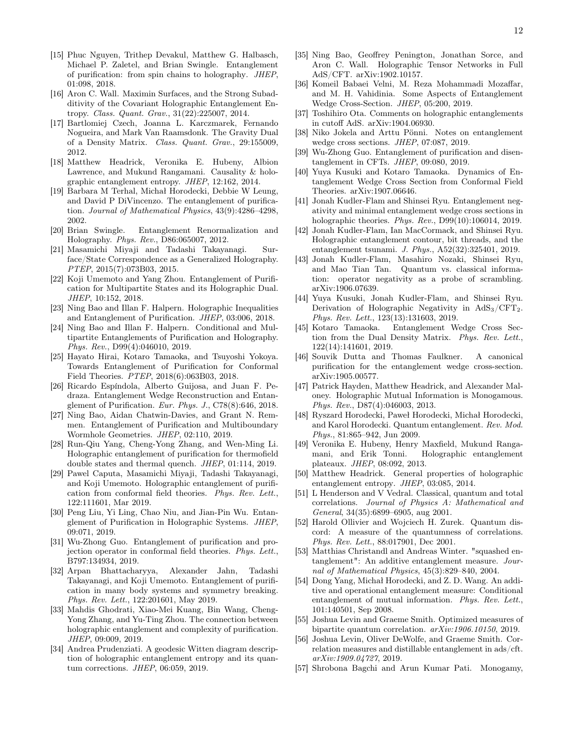[15] Phuc Nguyen, Trithep Devakul, Matthew G. Halbasch, Michael P. Zaletel, and Brian Swingle. Entanglement of purification: from spin chains to holography. *JHEP*, 01:098, 2018.

[16] Aron C. Wall. Maximin Surfaces, and the Strong Subadditivity of the Covariant Holographic Entanglement Entropy. *Class. Quant. Grav.*, 31(22):225007, 2014.

[17] Bartlomiej Czech, Joanna L. Karczmarek, Fernando Nogueira, and Mark Van Raamsdonk. The Gravity Dual of a Density Matrix. *Class. Quant. Grav.*, 29:155009, 2012.

[18] Matthew Headrick, Veronika E. Hubeny, Albion Lawrence, and Mukund Rangamani. Causality & holographic entanglement entropy. *JHEP*, 12:162, 2014.

[19] Barbara M Terhal, Michał Horodecki, Debbie W Leung, and David P DiVincenzo. The entanglement of purification. *Journal of Mathematical Physics*, 43(9):4286–4298, 2002.

[20] Brian Swingle. Entanglement Renormalization and Holography. *Phys. Rev.*, D86:065007, 2012.

[21] Masamichi Miyaji and Tadashi Takayanagi. Surface/State Correspondence as a Generalized Holography. *PTEP*, 2015(7):073B03, 2015.

[22] Koji Umemoto and Yang Zhou. Entanglement of Purification for Multipartite States and its Holographic Dual. *JHEP*, 10:152, 2018.

[23] Ning Bao and Illan F. Halpern. Holographic Inequalities and Entanglement of Purification. *JHEP*, 03:006, 2018.

[24] Ning Bao and Illan F. Halpern. Conditional and Multipartite Entanglements of Purification and Holography. *Phys. Rev.*, D99(4):046010, 2019.

[25] Hayato Hirai, Kotaro Tamaoka, and Tsuyoshi Yokoya. Towards Entanglement of Purification for Conformal Field Theories. *PTEP*, 2018(6):063B03, 2018.

[26] Ricardo Espíndola, Alberto Guijosa, and Juan F. Pedraza. Entanglement Wedge Reconstruction and Entanglement of Purification. *Eur. Phys. J.*, C78(8):646, 2018.

[27] Ning Bao, Aidan Chatwin-Davies, and Grant N. Remmen. Entanglement of Purification and Multiboundary Wormhole Geometries. *JHEP*, 02:110, 2019.

[28] Run-Qiu Yang, Cheng-Yong Zhang, and Wen-Ming Li. Holographic entanglement of purification for thermofield double states and thermal quench. *JHEP*, 01:114, 2019.

[29] Pawel Caputa, Masamichi Miyaji, Tadashi Takayanagi, and Koji Umemoto. Holographic entanglement of purification from conformal field theories. *Phys. Rev. Lett.*, 122:111601, Mar 2019.

[30] Peng Liu, Yi Ling, Chao Niu, and Jian-Pin Wu. Entanglement of Purification in Holographic Systems. *JHEP*, 09:071, 2019.

[31] Wu-Zhong Guo. Entanglement of purification and projection operator in conformal field theories. *Phys. Lett.*, B797:134934, 2019.

[32] Arpan Bhattacharyya, Alexander Jahn, Tadashi Takayanagi, and Koji Umemoto. Entanglement of purification in many body systems and symmetry breaking. *Phys. Rev. Lett.*, 122:201601, May 2019.

[33] Mahdis Ghodrati, Xiao-Mei Kuang, Bin Wang, Cheng-Yong Zhang, and Yu-Ting Zhou. The connection between holographic entanglement and complexity of purification. *JHEP*, 09:009, 2019.

[34] Andrea Prudenziati. A geodesic Witten diagram description of holographic entanglement entropy and its quantum corrections. *JHEP*, 06:059, 2019.

[35] Ning Bao, Geoffrey Penington, Jonathan Sorce, and Aron C. Wall. Holographic Tensor Networks in Full AdS/CFT. arXiv:1902.10157.

[36] Komeil Babaei Velni, M. Reza Mohammadi Mozaffar, and M. H. Vahidinia. Some Aspects of Entanglement Wedge Cross-Section. *JHEP*, 05:200, 2019.

[37] Toshihiro Ota. Comments on holographic entanglements in cutoff AdS. arXiv:1904.06930.

[38] Niko Jokela and Arttu Pönni. Notes on entanglement wedge cross sections. *JHEP*, 07:087, 2019.

[39] Wu-Zhong Guo. Entanglement of purification and disentanglement in CFTs. *JHEP*, 09:080, 2019.

[40] Yuya Kusuki and Kotaro Tamaoka. Dynamics of Entanglement Wedge Cross Section from Conformal Field Theories. arXiv:1907.06646.

[41] Jonah Kudler-Flam and Shinsei Ryu. Entanglement negativity and minimal entanglement wedge cross sections in holographic theories. *Phys. Rev.*, D99(10):106014, 2019.

[42] Jonah Kudler-Flam, Ian MacCormack, and Shinsei Ryu. Holographic entanglement contour, bit threads, and the entanglement tsunami. *J. Phys.*, A52(32):325401, 2019.

[43] Jonah Kudler-Flam, Masahiro Nozaki, Shinsei Ryu, and Mao Tian Tan. Quantum vs. classical information: operator negativity as a probe of scrambling. arXiv:1906.07639.

[44] Yuya Kusuki, Jonah Kudler-Flam, and Shinsei Ryu. Derivation of Holographic Negativity in $\mathrm{AdS}_3/\mathrm{CFT}_2$. *Phys. Rev. Lett.*, 123(13):131603, 2019.

[45] Kotaro Tamaoka. Entanglement Wedge Cross Section from the Dual Density Matrix. *Phys. Rev. Lett.*, 122(14):141601, 2019.

[46] Souvik Dutta and Thomas Faulkner. A canonical purification for the entanglement wedge cross-section. arXiv:1905.00577.

[47] Patrick Hayden, Matthew Headrick, and Alexander Maloney. Holographic Mutual Information is Monogamous. *Phys. Rev.*, D87(4):046003, 2013.

[48] Ryszard Horodecki, Paweł Horodecki, Michał Horodecki, and Karol Horodecki. Quantum entanglement. *Rev. Mod. Phys.*, 81:865–942, Jun 2009.

[49] Veronika E. Hubeny, Henry Maxfield, Mukund Rangamani, and Erik Tonni. Holographic entanglement plateaux. *JHEP*, 08:092, 2013.

[50] Matthew Headrick. General properties of holographic entanglement entropy. *JHEP*, 03:085, 2014.

[51] L Henderson and V Vedral. Classical, quantum and total correlations. *Journal of Physics A: Mathematical and General*, 34(35):6899–6905, aug 2001.

[52] Harold Ollivier and Wojciech H. Zurek. Quantum discord: A measure of the quantumness of correlations. *Phys. Rev. Lett.*, 88:017901, Dec 2001.

[53] Matthias Christandl and Andreas Winter. "squashed entanglement": An additive entanglement measure. *Journal of Mathematical Physics*, 45(3):829–840, 2004.

[54] Dong Yang, Michał Horodecki, and Z. D. Wang. An additive and operational entanglement measure: Conditional entanglement of mutual information. *Phys. Rev. Lett.*, 101:140501, Sep 2008.

[55] Joshua Levin and Graeme Smith. Optimized measures of bipartite quantum correlation. *arXiv:1906.10150*, 2019.

[56] Joshua Levin, Oliver DeWolfe, and Graeme Smith. Correlation measures and distillable entanglement in ads/cft. *arXiv:1909.04727*, 2019.

[57] Shrobona Bagchi and Arun Kumar Pati. Monogamy,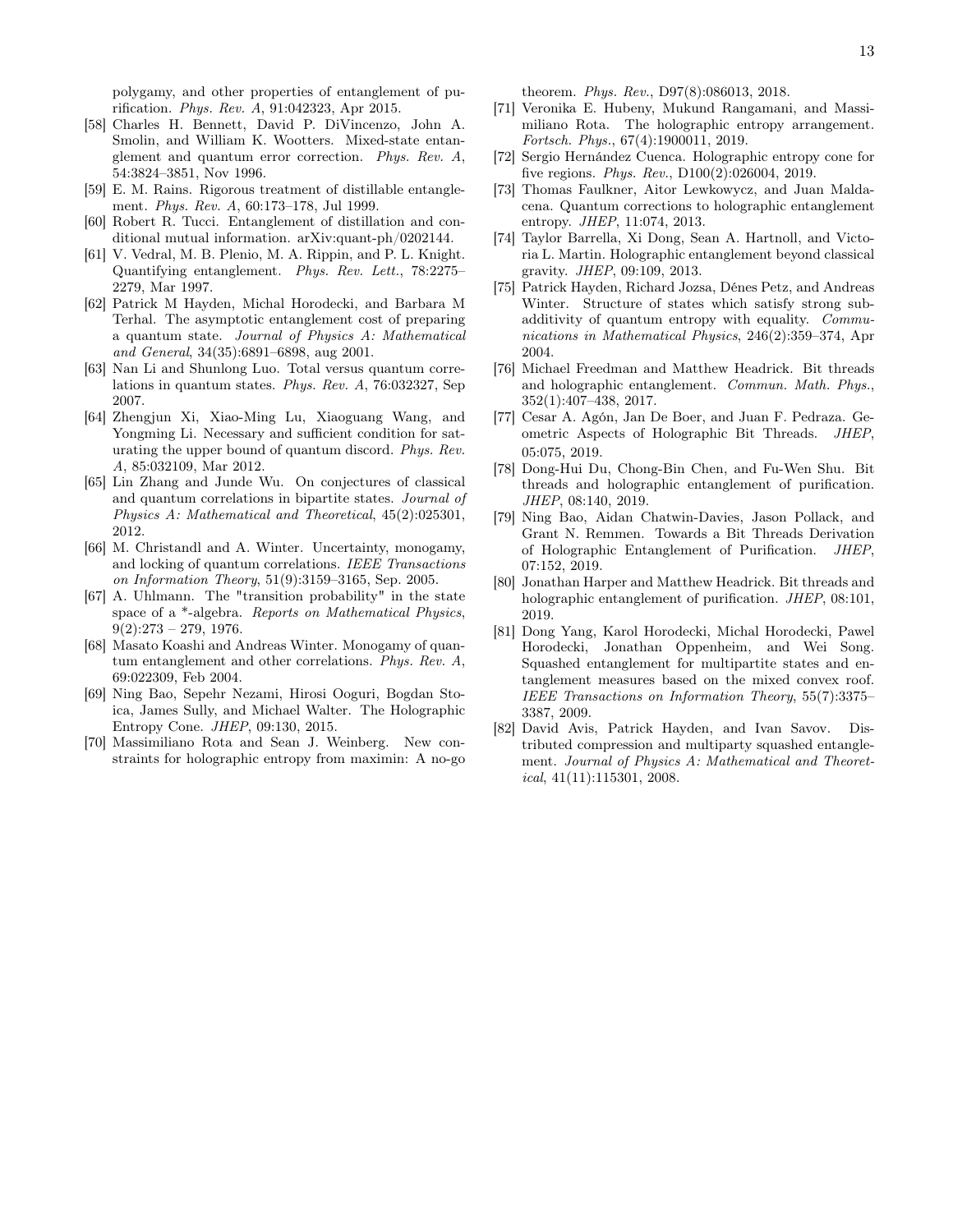polygamy, and other properties of entanglement of purification. *Phys. Rev. A*, 91:042323, Apr 2015.

[58] Charles H. Bennett, David P. DiVincenzo, John A. Smolin, and William K. Wootters. Mixed-state entanglement and quantum error correction. *Phys. Rev. A*, 54:3824–3851, Nov 1996.

[59] E. M. Rains. Rigorous treatment of distillable entanglement. *Phys. Rev. A*, 60:173–178, Jul 1999.

[60] Robert R. Tucci. Entanglement of distillation and conditional mutual information. arXiv:quant-ph/0202144.

[61] V. Vedral, M. B. Plenio, M. A. Rippin, and P. L. Knight. Quantifying entanglement. *Phys. Rev. Lett.*, 78:2275–2279, Mar 1997.

[62] Patrick M Hayden, Michal Horodecki, and Barbara M Terhal. The asymptotic entanglement cost of preparing a quantum state. *Journal of Physics A: Mathematical and General*, 34(35):6891–6898, aug 2001.

[63] Nan Li and Shunlong Luo. Total versus quantum correlations in quantum states. *Phys. Rev. A*, 76:032327, Sep 2007.

[64] Zhengjun Xi, Xiao-Ming Lu, Xiaoguang Wang, and Yongming Li. Necessary and sufficient condition for saturating the upper bound of quantum discord. *Phys. Rev. A*, 85:032109, Mar 2012.

[65] Lin Zhang and Junde Wu. On conjectures of classical and quantum correlations in bipartite states. *Journal of Physics A: Mathematical and Theoretical*, 45(2):025301, 2012.

[66] M. Christandl and A. Winter. Uncertainty, monogamy, and locking of quantum correlations. *IEEE Transactions on Information Theory*, 51(9):3159–3165, Sep. 2005.

[67] A. Uhlmann. The "transition probability" in the state space of a *-algebra. *Reports on Mathematical Physics*, 9(2):273 – 279, 1976.

[68] Masato Koashi and Andreas Winter. Monogamy of quantum entanglement and other correlations. *Phys. Rev. A*, 69:022309, Feb 2004.

[69] Ning Bao, Sepehr Nezami, Hirosi Ooguri, Bogdan Stoica, James Sully, and Michael Walter. The Holographic Entropy Cone. *JHEP*, 09:130, 2015.

[70] Massimiliano Rota and Sean J. Weinberg. New constraints for holographic entropy from maximin: A no-go theorem. *Phys. Rev.*, D97(8):086013, 2018.

[71] Veronika E. Hubeny, Mukund Rangamani, and Massimiliano Rota. The holographic entropy arrangement. *Fortsch. Phys.*, 67(4):1900011, 2019.

[72] Sergio Hernández Cuenca. Holographic entropy cone for five regions. *Phys. Rev.*, D100(2):026004, 2019.

[73] Thomas Faulkner, Aitor Lewkowycz, and Juan Maldacena. Quantum corrections to holographic entanglement entropy. *JHEP*, 11:074, 2013.

[74] Taylor Barrella, Xi Dong, Sean A. Hartnoll, and Victoria L. Martin. Holographic entanglement beyond classical gravity. *JHEP*, 09:109, 2013.

[75] Patrick Hayden, Richard Jozsa, Dénes Petz, and Andreas Winter. Structure of states which satisfy strong subadditivity of quantum entropy with equality. *Communications in Mathematical Physics*, 246(2):359–374, Apr 2004.

[76] Michael Freedman and Matthew Headrick. Bit threads and holographic entanglement. *Commun. Math. Phys.*, 352(1):407–438, 2017.

[77] Cesar A. Agón, Jan De Boer, and Juan F. Pedraza. Geometric Aspects of Holographic Bit Threads. *JHEP*, 05:075, 2019.

[78] Dong-Hui Du, Chong-Bin Chen, and Fu-Wen Shu. Bit threads and holographic entanglement of purification. *JHEP*, 08:140, 2019.

[79] Ning Bao, Aidan Chatwin-Davies, Jason Pollack, and Grant N. Remmen. Towards a Bit Threads Derivation of Holographic Entanglement of Purification. *JHEP*, 07:152, 2019.

[80] Jonathan Harper and Matthew Headrick. Bit threads and holographic entanglement of purification. *JHEP*, 08:101, 2019.

[81] Dong Yang, Karol Horodecki, Michal Horodecki, Pawel Horodecki, Jonathan Oppenheim, and Wei Song. Squashed entanglement for multipartite states and entanglement measures based on the mixed convex roof. *IEEE Transactions on Information Theory*, 55(7):3375–3387, 2009.

[82] David Avis, Patrick Hayden, and Ivan Savov. Distributed compression and multiparty squashed entanglement. *Journal of Physics A: Mathematical and Theoretical*, 41(11):115301, 2008.